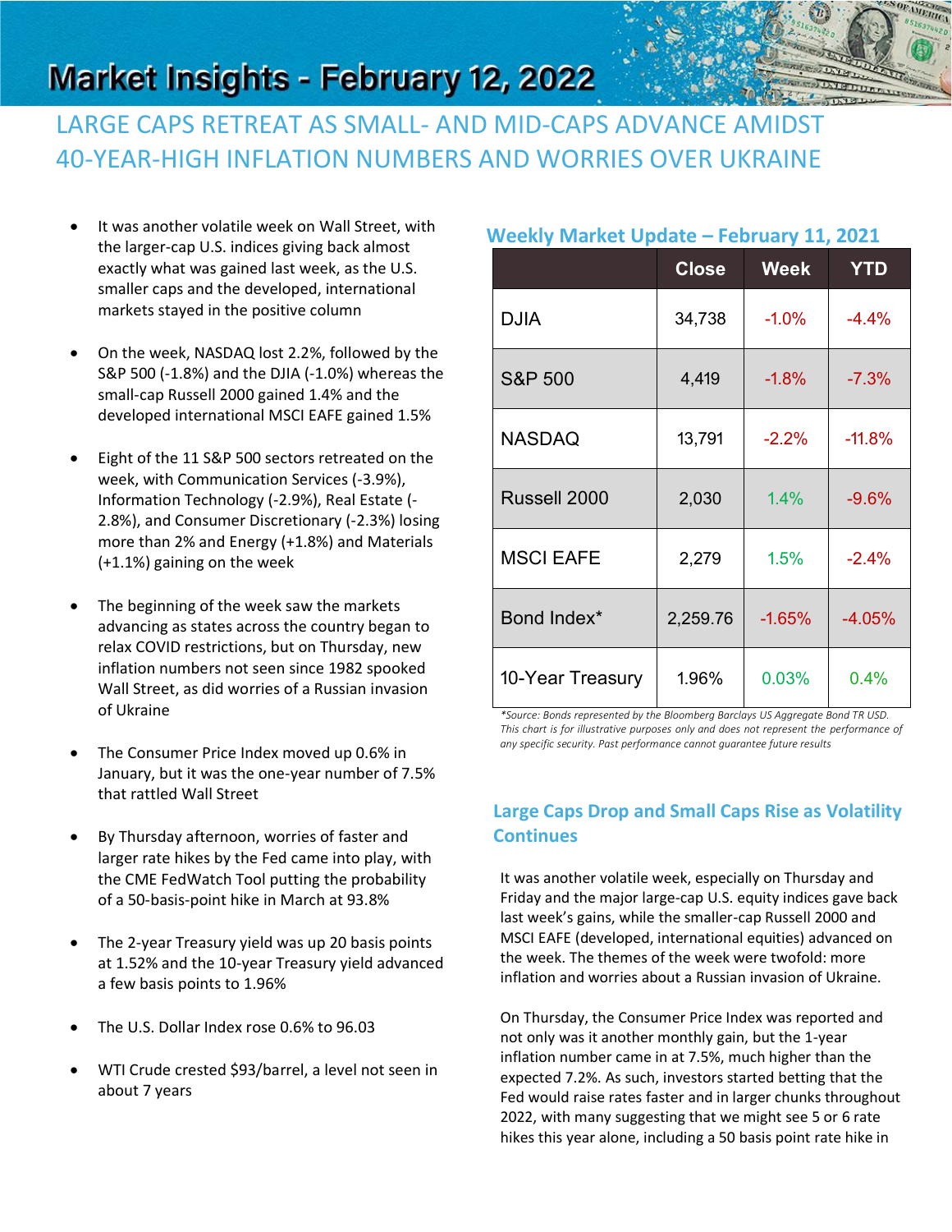# Market Insights - February 12, 2022

## LARGE CAPS RETREAT AS SMALL- AND MID-CAPS ADVANCE AMIDST 40-YEAR-HIGH INFLATION NUMBERS AND WORRIES OVER UKRAINE

- It was another volatile week on Wall Street, with the larger-cap U.S. indices giving back almost exactly what was gained last week, as the U.S. smaller caps and the developed, international markets stayed in the positive column
- On the week, NASDAQ lost 2.2%, followed by the S&P 500 (-1.8%) and the DJIA (-1.0%) whereas the small-cap Russell 2000 gained 1.4% and the developed international MSCI EAFE gained 1.5%
- Eight of the 11 S&P 500 sectors retreated on the week, with Communication Services (-3.9%), Information Technology (-2.9%), Real Estate (-2.8%), and Consumer Discretionary (-2.3%) losing more than 2% and Energy (+1.8%) and Materials (+1.1%) gaining on the week
- The beginning of the week saw the markets advancing as states across the country began to relax COVID restrictions, but on Thursday, new inflation numbers not seen since 1982 spooked Wall Street, as did worries of a Russian invasion of Ukraine
- The Consumer Price Index moved up 0.6% in January, but it was the one-year number of 7.5% that rattled Wall Street
- By Thursday afternoon, worries of faster and larger rate hikes by the Fed came into play, with the CME FedWatch Tool putting the probability of a 50-basis-point hike in March at 93.8%
- The 2-year Treasury yield was up 20 basis points at 1.52% and the 10-year Treasury yield advanced a few basis points to 1.96%
- The U.S. Dollar Index rose 0.6% to 96.03
- WTI Crude crested $93/barrel, a level not seen in about 7 years

### Weekly Market Update – February 11, 2021

| | Close | Week | YTD |
|---|---|---|---|
| DJIA | 34,738 | -1.0% | -4.4% |
| S&P 500 | 4,419 | -1.8% | -7.3% |
| NASDAQ | 13,791 | -2.2% | -11.8% |
| Russell 2000 | 2,030 | 1.4% | -9.6% |
| MSCI EAFE | 2,279 | 1.5% | -2.4% |
| Bond Index* | 2,259.76 | -1.65% | -4.05% |
| 10-Year Treasury | 1.96% | 0.03% | 0.4% |

*\*Source: Bonds represented by the Bloomberg Barclays US Aggregate Bond TR USD. This chart is for illustrative purposes only and does not represent the performance of any specific security. Past performance cannot guarantee future results*

### Large Caps Drop and Small Caps Rise as Volatility Continues

It was another volatile week, especially on Thursday and Friday and the major large-cap U.S. equity indices gave back last week's gains, while the smaller-cap Russell 2000 and MSCI EAFE (developed, international equities) advanced on the week. The themes of the week were twofold: more inflation and worries about a Russian invasion of Ukraine.

On Thursday, the Consumer Price Index was reported and not only was it another monthly gain, but the 1-year inflation number came in at 7.5%, much higher than the expected 7.2%. As such, investors started betting that the Fed would raise rates faster and in larger chunks throughout 2022, with many suggesting that we might see 5 or 6 rate hikes this year alone, including a 50 basis point rate hike in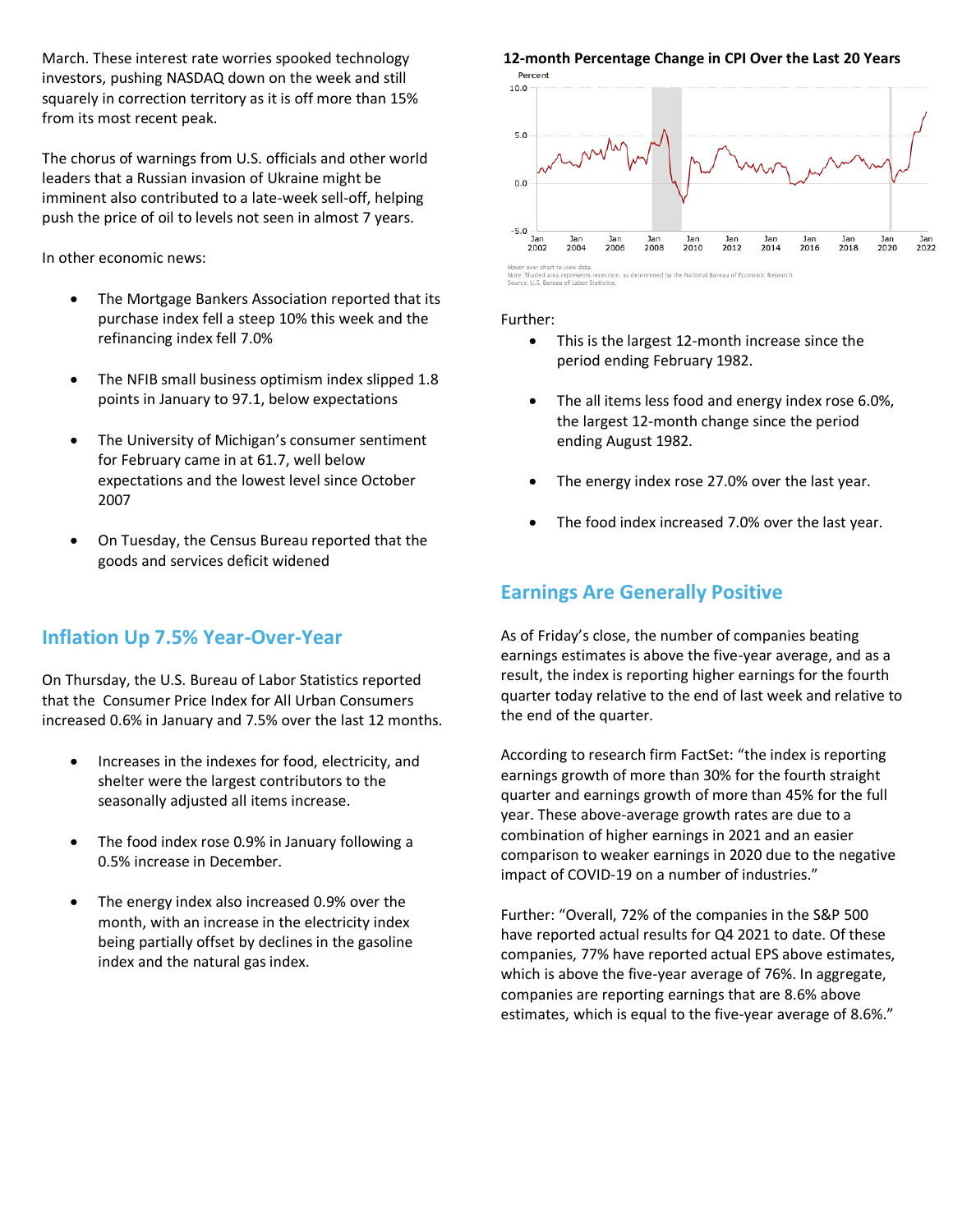March. These interest rate worries spooked technology investors, pushing NASDAQ down on the week and still squarely in correction territory as it is off more than 15% from its most recent peak.

The chorus of warnings from U.S. officials and other world leaders that a Russian invasion of Ukraine might be imminent also contributed to a late-week sell-off, helping push the price of oil to levels not seen in almost 7 years.

In other economic news:

- The Mortgage Bankers Association reported that its purchase index fell a steep 10% this week and the refinancing index fell 7.0%
- The NFIB small business optimism index slipped 1.8 points in January to 97.1, below expectations
- The University of Michigan's consumer sentiment for February came in at 61.7, well below expectations and the lowest level since October 2007
- On Tuesday, the Census Bureau reported that the goods and services deficit widened

## Inflation Up 7.5% Year-Over-Year

On Thursday, the U.S. Bureau of Labor Statistics reported that the Consumer Price Index for All Urban Consumers increased 0.6% in January and 7.5% over the last 12 months.

- Increases in the indexes for food, electricity, and shelter were the largest contributors to the seasonally adjusted all items increase.
- The food index rose 0.9% in January following a 0.5% increase in December.
- The energy index also increased 0.9% over the month, with an increase in the electricity index being partially offset by declines in the gasoline index and the natural gas index.

**12-month Percentage Change in CPI Over the Last 20 Years**

Hover over chart to view data.
Note: Shaded area represents recession, as determined by the National Bureau of Economic Research.
Source: U.S. Bureau of Labor Statistics.

Further:

- This is the largest 12-month increase since the period ending February 1982.
- The all items less food and energy index rose 6.0%, the largest 12-month change since the period ending August 1982.
- The energy index rose 27.0% over the last year.
- The food index increased 7.0% over the last year.

## Earnings Are Generally Positive

As of Friday's close, the number of companies beating earnings estimates is above the five-year average, and as a result, the index is reporting higher earnings for the fourth quarter today relative to the end of last week and relative to the end of the quarter.

According to research firm FactSet: "the index is reporting earnings growth of more than 30% for the fourth straight quarter and earnings growth of more than 45% for the full year. These above-average growth rates are due to a combination of higher earnings in 2021 and an easier comparison to weaker earnings in 2020 due to the negative impact of COVID-19 on a number of industries."

Further: "Overall, 72% of the companies in the S&P 500 have reported actual results for Q4 2021 to date. Of these companies, 77% have reported actual EPS above estimates, which is above the five-year average of 76%. In aggregate, companies are reporting earnings that are 8.6% above estimates, which is equal to the five-year average of 8.6%."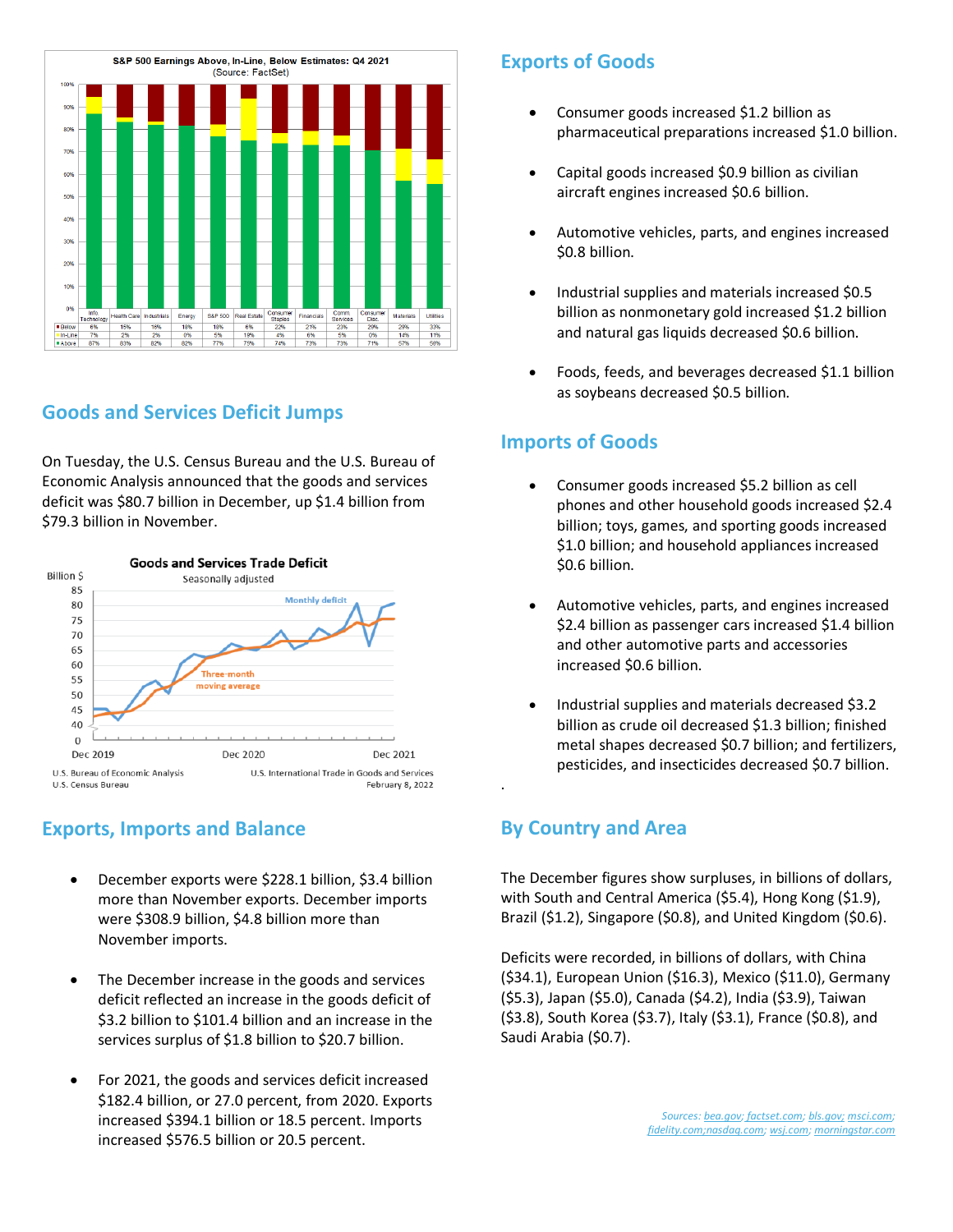**S&P 500 Earnings Above, In-Line, Below Estimates: Q4 2021**
(Source: FactSet)

| | Info. Technology | Health Care | Industrials | Energy | S&P 500 | Real Estate | Consumer Staples | Financials | Comm. Services | Consumer Disc. | Materials | Utilities |
|---|---|---|---|---|---|---|---|---|---|---|---|---|
| Below | 6% | 15% | 16% | 18% | 18% | 6% | 22% | 21% | 23% | 29% | 29% | 33% |
| In-Line | 7% | 2% | 2% | 0% | 5% | 19% | 4% | 6% | 5% | 0% | 14% | 11% |
| Above | 87% | 83% | 82% | 82% | 77% | 75% | 74% | 73% | 73% | 71% | 57% | 56% |

## Goods and Services Deficit Jumps

On Tuesday, the U.S. Census Bureau and the U.S. Bureau of Economic Analysis announced that the goods and services deficit was $80.7 billion in December, up $1.4 billion from $79.3 billion in November.

**Goods and Services Trade Deficit**
Seasonally adjusted
Billion $
Monthly deficit
Three-month moving average
Dec 2019
Dec 2020
Dec 2021
U.S. Bureau of Economic Analysis
U.S. Census Bureau
U.S. International Trade in Goods and Services
February 8, 2022

## Exports, Imports and Balance

- December exports were $228.1 billion, $3.4 billion more than November exports. December imports were $308.9 billion, $4.8 billion more than November imports.
- The December increase in the goods and services deficit reflected an increase in the goods deficit of $3.2 billion to $101.4 billion and an increase in the services surplus of $1.8 billion to $20.7 billion.
- For 2021, the goods and services deficit increased $182.4 billion, or 27.0 percent, from 2020. Exports increased $394.1 billion or 18.5 percent. Imports increased $576.5 billion or 20.5 percent.

## Exports of Goods

- Consumer goods increased $1.2 billion as pharmaceutical preparations increased $1.0 billion.
- Capital goods increased $0.9 billion as civilian aircraft engines increased $0.6 billion.
- Automotive vehicles, parts, and engines increased $0.8 billion.
- Industrial supplies and materials increased $0.5 billion as nonmonetary gold increased $1.2 billion and natural gas liquids decreased $0.6 billion.
- Foods, feeds, and beverages decreased $1.1 billion as soybeans decreased $0.5 billion.

## Imports of Goods

- Consumer goods increased $5.2 billion as cell phones and other household goods increased $2.4 billion; toys, games, and sporting goods increased $1.0 billion; and household appliances increased $0.6 billion.
- Automotive vehicles, parts, and engines increased $2.4 billion as passenger cars increased $1.4 billion and other automotive parts and accessories increased $0.6 billion.
- Industrial supplies and materials decreased $3.2 billion as crude oil decreased $1.3 billion; finished metal shapes decreased $0.7 billion; and fertilizers, pesticides, and insecticides decreased $0.7 billion.

## By Country and Area

The December figures show surpluses, in billions of dollars, with South and Central America ($5.4), Hong Kong ($1.9), Brazil ($1.2), Singapore ($0.8), and United Kingdom ($0.6).

Deficits were recorded, in billions of dollars, with China ($34.1), European Union ($16.3), Mexico ($11.0), Germany ($5.3), Japan ($5.0), Canada ($4.2), India ($3.9), Taiwan ($3.8), South Korea ($3.7), Italy ($3.1), France ($0.8), and Saudi Arabia ($0.7).

*Sources: bea.gov; factset.com; bls.gov; msci.com; fidelity.com;nasdaq.com; wsj.com; morningstar.com*